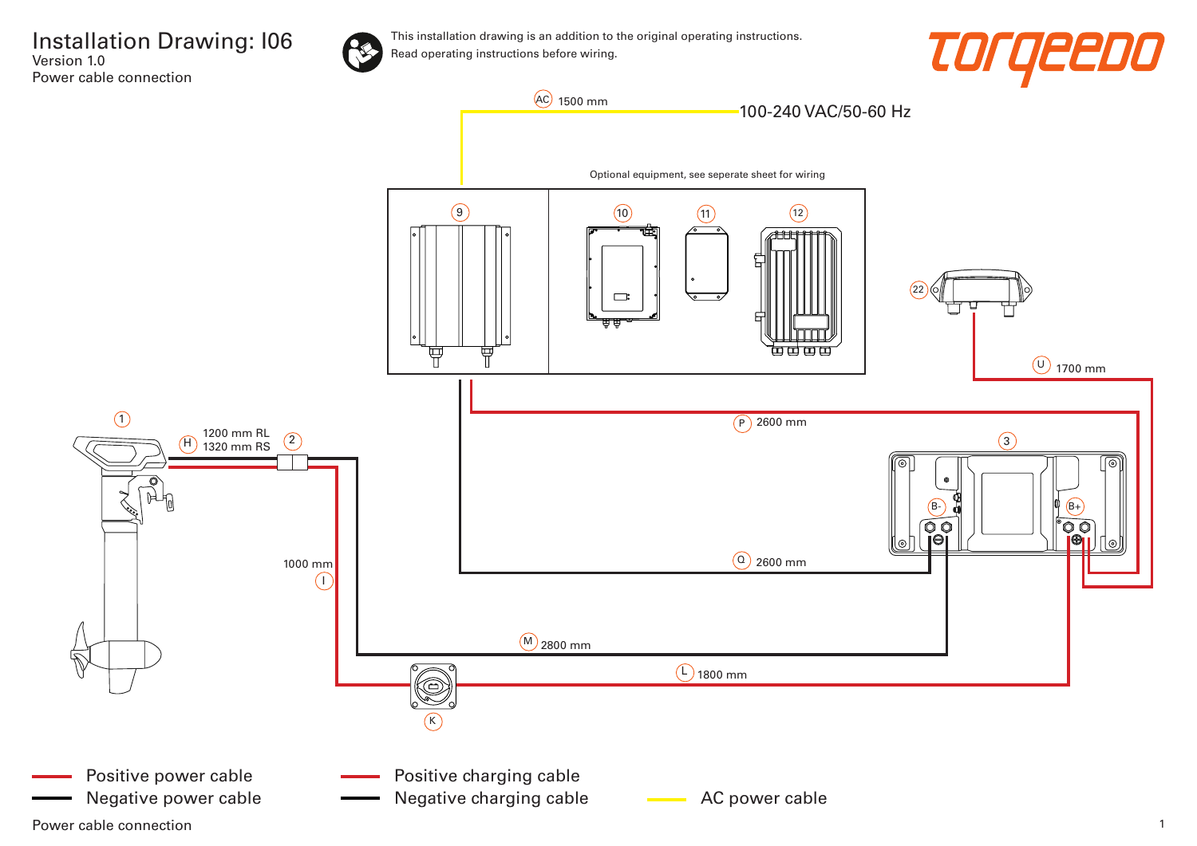# Installation Drawing: I06

Version 1.0

Power cable connection

This installation drawing is an addition to the original operating instructions.
Read operating instructions before wiring.

torqeedo

AC 1500 mm

100-240 VAC/50-60 Hz

Optional equipment, see seperate sheet for wiring

9

10

11

12

22

U 1700 mm

P 2600 mm

3

B-

B+

1

H 1200 mm RL
1320 mm RS

2

1000 mm
I

Q 2600 mm

M 2800 mm

L 1800 mm

K

Positive power cable

Negative power cable

Positive charging cable

Negative charging cable

AC power cable

Power cable connection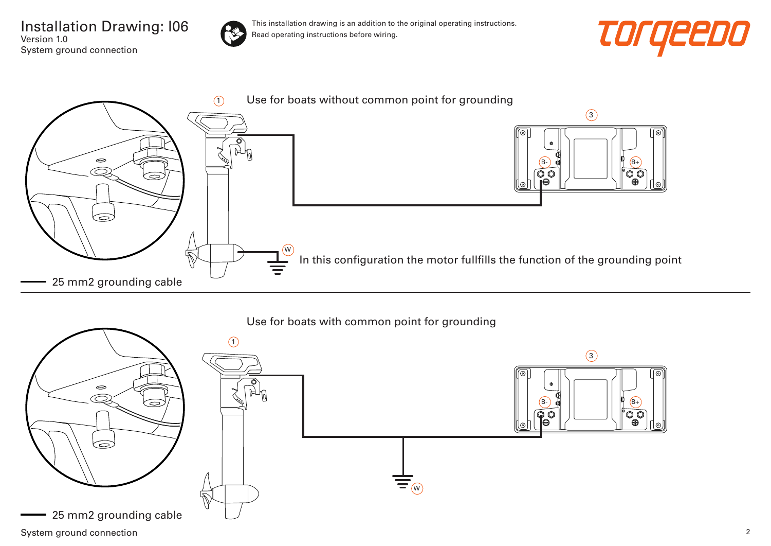# Installation Drawing: I06

Version 1.0

System ground connection

This installation drawing is an addition to the original operating instructions. Read operating instructions before wiring.

torqeedo

1 Use for boats without common point for grounding

3

B-

B+

W

In this configuration the motor fullfills the function of the grounding point

25 mm2 grounding cable

Use for boats with common point for grounding

1

3

B-

B+

W

25 mm2 grounding cable

System ground connection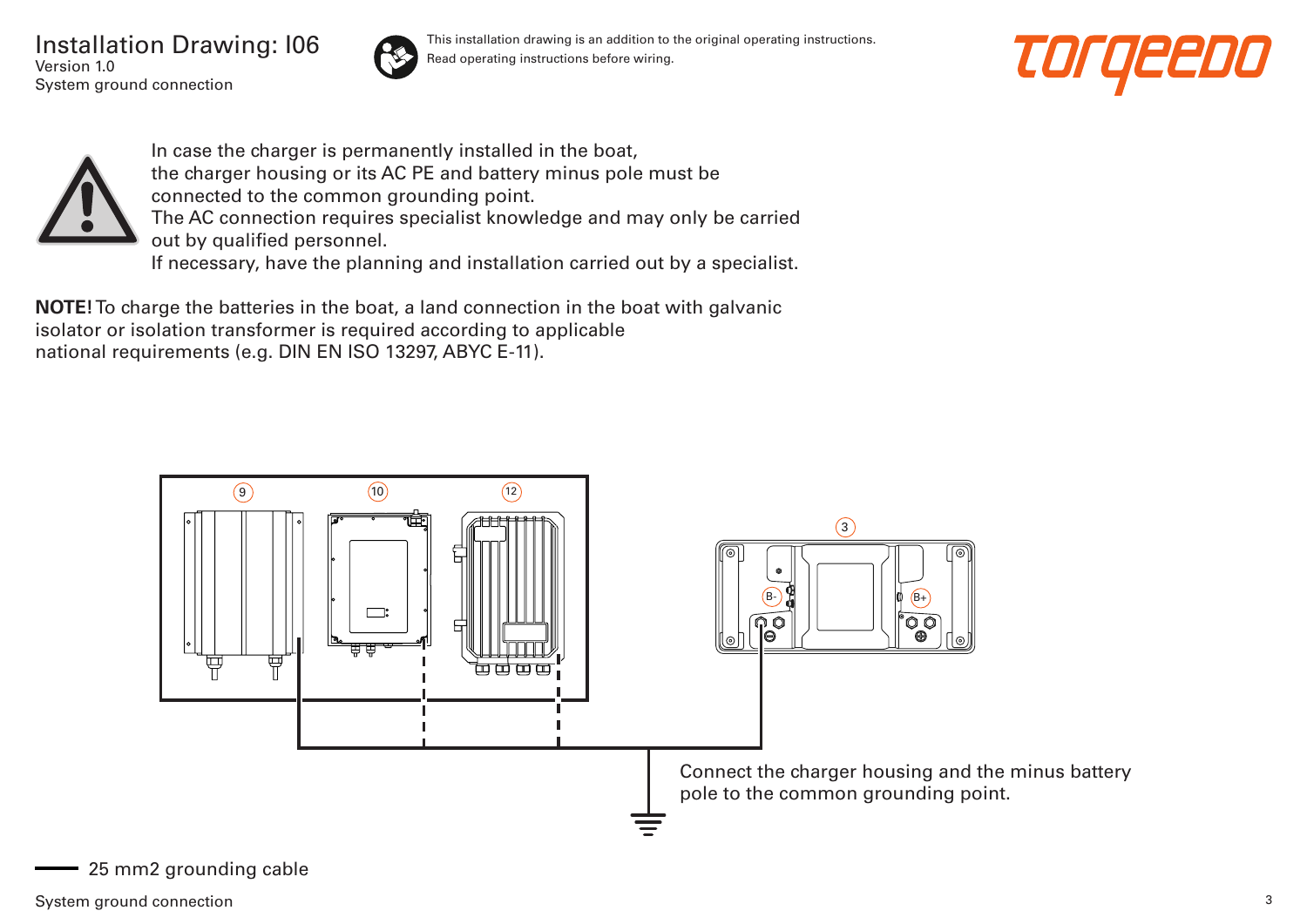# Installation Drawing: I06

Version 1.0

System ground connection

This installation drawing is an addition to the original operating instructions.
Read operating instructions before wiring.

In case the charger is permanently installed in the boat, the charger housing or its AC PE and battery minus pole must be connected to the common grounding point.
The AC connection requires specialist knowledge and may only be carried out by qualified personnel.
If necessary, have the planning and installation carried out by a specialist.

**NOTE!** To charge the batteries in the boat, a land connection in the boat with galvanic isolator or isolation transformer is required according to applicable national requirements (e.g. DIN EN ISO 13297, ABYC E-11).

9 10 12 3

B- B+

Connect the charger housing and the minus battery pole to the common grounding point.

25 mm2 grounding cable

System ground connection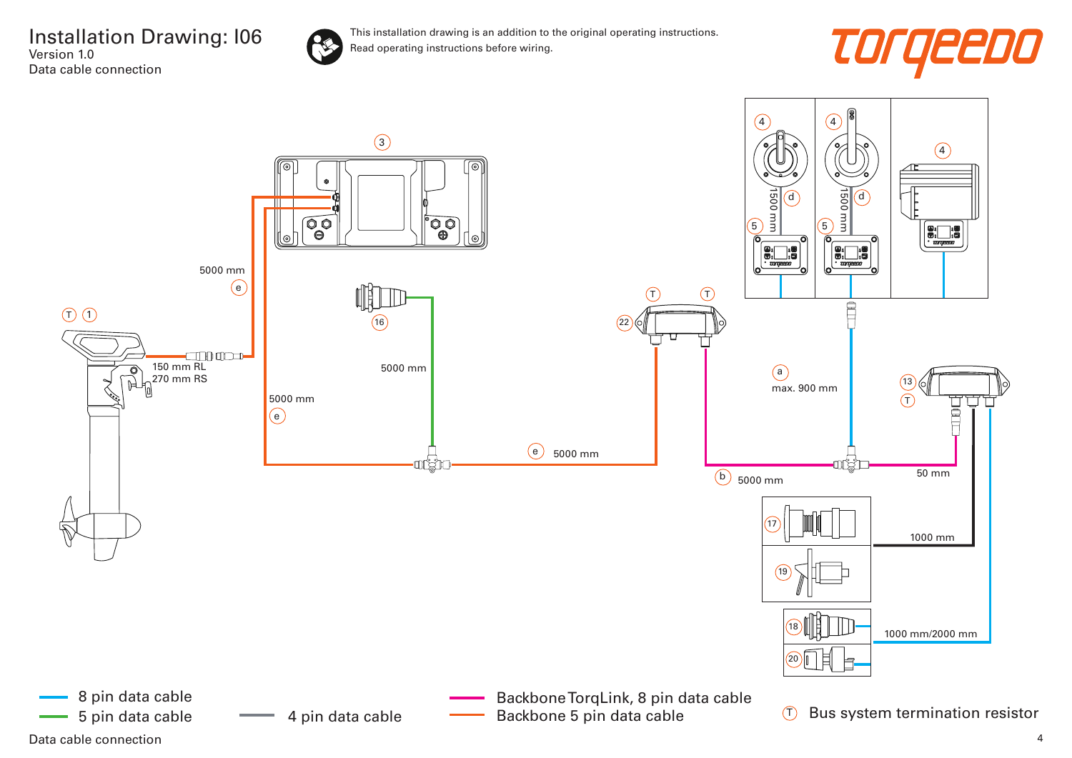# Installation Drawing: I06

Version 1.0

Data cable connection

This installation drawing is an addition to the original operating instructions. Read operating instructions before wiring.

torqeedo

3

5000 mm

e

T 1

150 mm RL

270 mm RS

16

5000 mm

5000 mm

e

e 5000 mm

T T

22

4 4 4

1500 mm d

1500 mm d

5 5

a

max. 900 mm

13

T

b 5000 mm

50 mm

17

19

1000 mm

18

20

1000 mm/2000 mm

8 pin data cable

5 pin data cable

4 pin data cable

Backbone TorqLink, 8 pin data cable

Backbone 5 pin data cable

T Bus system termination resistor

Data cable connection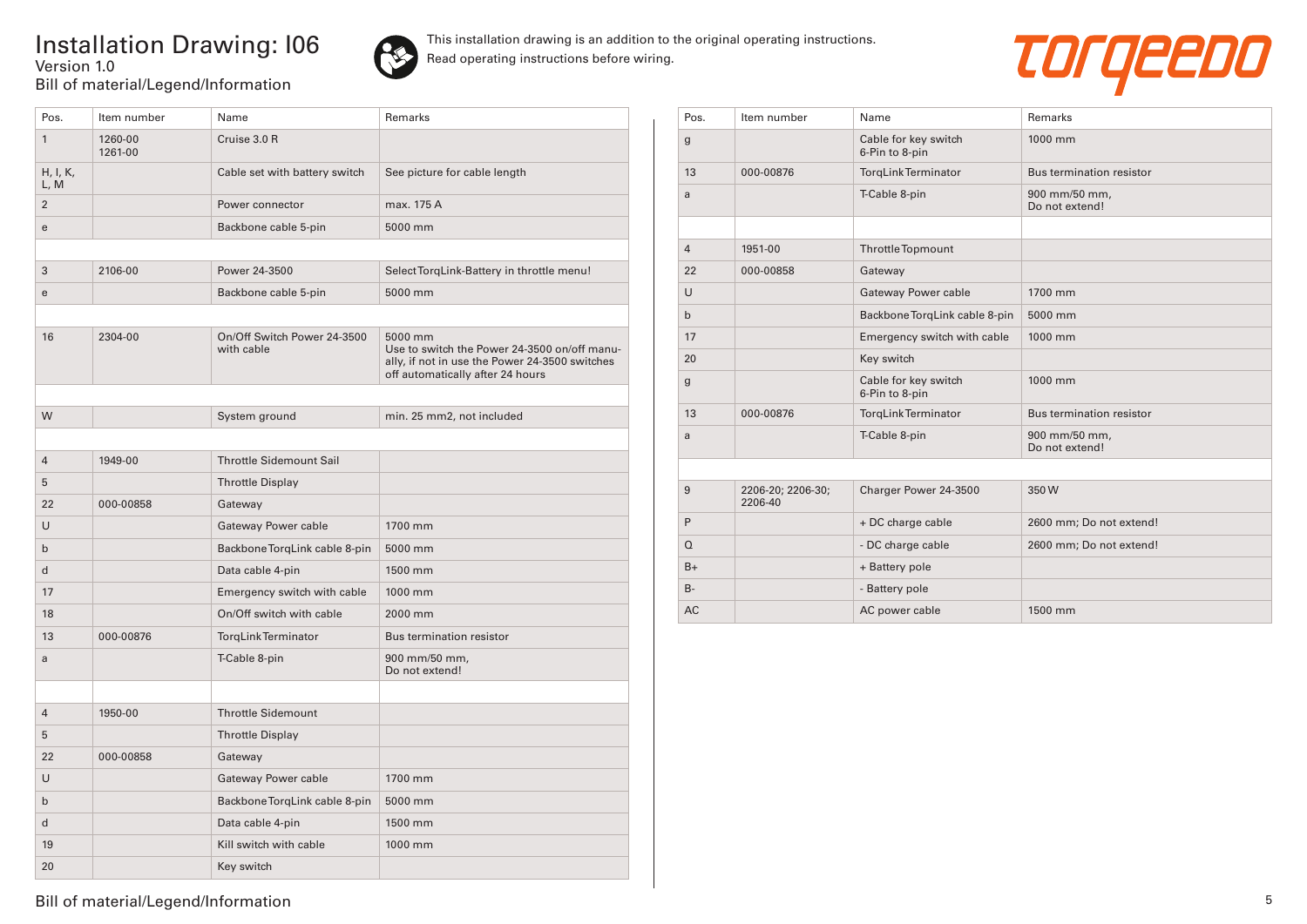# Installation Drawing: I06

Version 1.0

Bill of material/Legend/Information

This installation drawing is an addition to the original operating instructions.
Read operating instructions before wiring.

| Pos. | Item number | Name | Remarks |
|---|---|---|---|
| 1 | 1260-00<br>1261-00 | Cruise 3.0 R | |
| H, I, K, L, M | | Cable set with battery switch | See picture for cable length |
| 2 | | Power connector | max. 175 A |
| e | | Backbone cable 5-pin | 5000 mm |
| | | | |
| 3 | 2106-00 | Power 24-3500 | Select TorqLink-Battery in throttle menu! |
| e | | Backbone cable 5-pin | 5000 mm |
| | | | |
| 16 | 2304-00 | On/Off Switch Power 24-3500 with cable | 5000 mm<br>Use to switch the Power 24-3500 on/off manually, if not in use the Power 24-3500 switches off automatically after 24 hours |
| | | | |
| W | | System ground | min. 25 mm2, not included |
| | | | |
| 4 | 1949-00 | Throttle Sidemount Sail | |
| 5 | | Throttle Display | |
| 22 | 000-00858 | Gateway | |
| U | | Gateway Power cable | 1700 mm |
| b | | Backbone TorqLink cable 8-pin | 5000 mm |
| d | | Data cable 4-pin | 1500 mm |
| 17 | | Emergency switch with cable | 1000 mm |
| 18 | | On/Off switch with cable | 2000 mm |
| 13 | 000-00876 | TorqLink Terminator | Bus termination resistor |
| a | | T-Cable 8-pin | 900 mm/50 mm,<br>Do not extend! |
| | | | |
| 4 | 1950-00 | Throttle Sidemount | |
| 5 | | Throttle Display | |
| 22 | 000-00858 | Gateway | |
| U | | Gateway Power cable | 1700 mm |
| b | | Backbone TorqLink cable 8-pin | 5000 mm |
| d | | Data cable 4-pin | 1500 mm |
| 19 | | Kill switch with cable | 1000 mm |
| 20 | | Key switch | |
| g | | Cable for key switch<br>6-Pin to 8-pin | 1000 mm |
| 13 | 000-00876 | TorqLink Terminator | Bus termination resistor |
| a | | T-Cable 8-pin | 900 mm/50 mm,<br>Do not extend! |
| | | | |
| 4 | 1951-00 | Throttle Topmount | |
| 22 | 000-00858 | Gateway | |
| U | | Gateway Power cable | 1700 mm |
| b | | Backbone TorqLink cable 8-pin | 5000 mm |
| 17 | | Emergency switch with cable | 1000 mm |
| 20 | | Key switch | |
| g | | Cable for key switch<br>6-Pin to 8-pin | 1000 mm |
| 13 | 000-00876 | TorqLink Terminator | Bus termination resistor |
| a | | T-Cable 8-pin | 900 mm/50 mm,<br>Do not extend! |
| | | | |
| 9 | 2206-20; 2206-30;<br>2206-40 | Charger Power 24-3500 | 350 W |
| P | | + DC charge cable | 2600 mm; Do not extend! |
| Q | | - DC charge cable | 2600 mm; Do not extend! |
| B+ | | + Battery pole | |
| B- | | - Battery pole | |
| AC | | AC power cable | 1500 mm |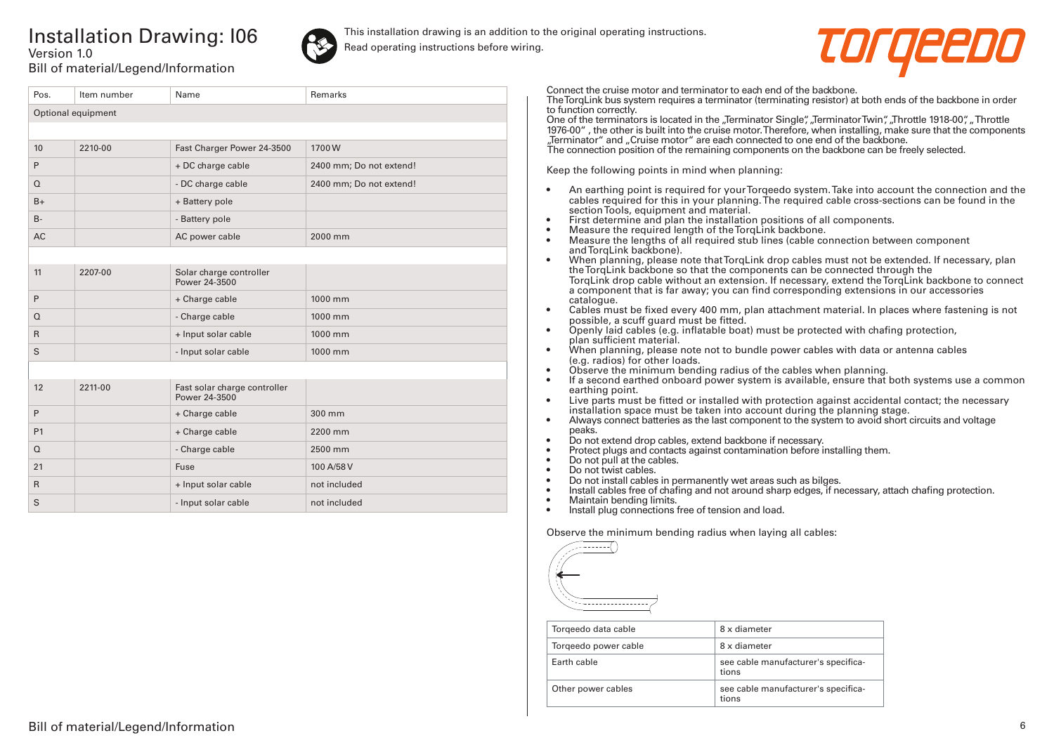# Installation Drawing: I06

Version 1.0

Bill of material/Legend/Information

This installation drawing is an addition to the original operating instructions.
Read operating instructions before wiring.

| Pos. | Item number | Name | Remarks |
|---|---|---|---|
| Optional equipment | | | |
| | | | |
| 10 | 2210-00 | Fast Charger Power 24-3500 | 1700 W |
| P | | + DC charge cable | 2400 mm; Do not extend! |
| Q | | - DC charge cable | 2400 mm; Do not extend! |
| B+ | | + Battery pole | |
| B- | | - Battery pole | |
| AC | | AC power cable | 2000 mm |
| | | | |
| 11 | 2207-00 | Solar charge controller Power 24-3500 | |
| P | | + Charge cable | 1000 mm |
| Q | | - Charge cable | 1000 mm |
| R | | + Input solar cable | 1000 mm |
| S | | - Input solar cable | 1000 mm |
| | | | |
| 12 | 2211-00 | Fast solar charge controller Power 24-3500 | |
| P | | + Charge cable | 300 mm |
| P1 | | + Charge cable | 2200 mm |
| Q | | - Charge cable | 2500 mm |
| 21 | | Fuse | 100 A/58 V |
| R | | + Input solar cable | not included |
| S | | - Input solar cable | not included |

Connect the cruise motor and terminator to each end of the backbone.
The TorqLink bus system requires a terminator (terminating resistor) at both ends of the backbone in order to function correctly.
One of the terminators is located in the „Terminator Single", „Terminator Twin", „Throttle 1918-00", „Throttle 1976-00" , the other is built into the cruise motor. Therefore, when installing, make sure that the components „Terminator" and „Cruise motor" are each connected to one end of the backbone.
The connection position of the remaining components on the backbone can be freely selected.

Keep the following points in mind when planning:

- An earthing point is required for your Torqeedo system. Take into account the connection and the cables required for this in your planning. The required cable cross-sections can be found in the section Tools, equipment and material.
- First determine and plan the installation positions of all components.
- Measure the required length of the TorqLink backbone.
- Measure the lengths of all required stub lines (cable connection between component and TorqLink backbone).
- When planning, please note that TorqLink drop cables must not be extended. If necessary, plan the TorqLink backbone so that the components can be connected through the TorqLink drop cable without an extension. If necessary, extend the TorqLink backbone to connect a component that is far away; you can find corresponding extensions in our accessories catalogue.
- Cables must be fixed every 400 mm, plan attachment material. In places where fastening is not possible, a scuff guard must be fitted.
- Openly laid cables (e.g. inflatable boat) must be protected with chafing protection, plan sufficient material.
- When planning, please note not to bundle power cables with data or antenna cables (e.g. radios) for other loads.
- Observe the minimum bending radius of the cables when planning.
- If a second earthed onboard power system is available, ensure that both systems use a common earthing point.
- Live parts must be fitted or installed with protection against accidental contact; the necessary installation space must be taken into account during the planning stage.
- Always connect batteries as the last component to the system to avoid short circuits and voltage peaks.
- Do not extend drop cables, extend backbone if necessary.
- Protect plugs and contacts against contamination before installing them.
- Do not pull at the cables.
- Do not twist cables.
- Do not install cables in permanently wet areas such as bilges.
- Install cables free of chafing and not around sharp edges, if necessary, attach chafing protection.
- Maintain bending limits.
- Install plug connections free of tension and load.

Observe the minimum bending radius when laying all cables:

| | |
|---|---|
| Torqeedo data cable | 8 x diameter |
| Torqeedo power cable | 8 x diameter |
| Earth cable | see cable manufacturer's specifications |
| Other power cables | see cable manufacturer's specifications |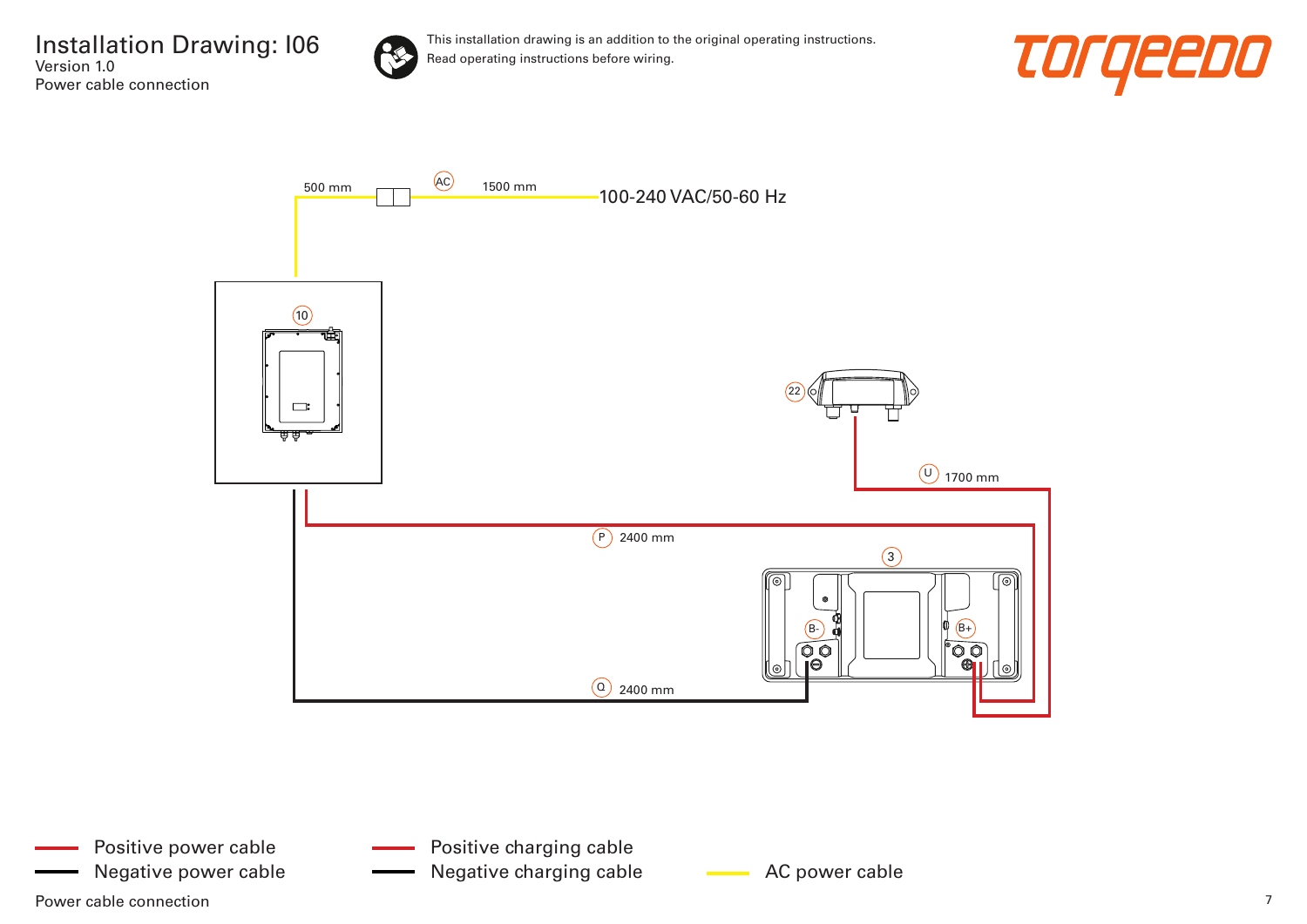# Installation Drawing: I06

Version 1.0

Power cable connection

This installation drawing is an addition to the original operating instructions.
Read operating instructions before wiring.

500 mm

AC

1500 mm

100-240 VAC/50-60 Hz

10

22

U 1700 mm

P 2400 mm

3

B-

B+

Q 2400 mm

- Positive power cable
- Negative power cable
- Positive charging cable
- Negative charging cable
- AC power cable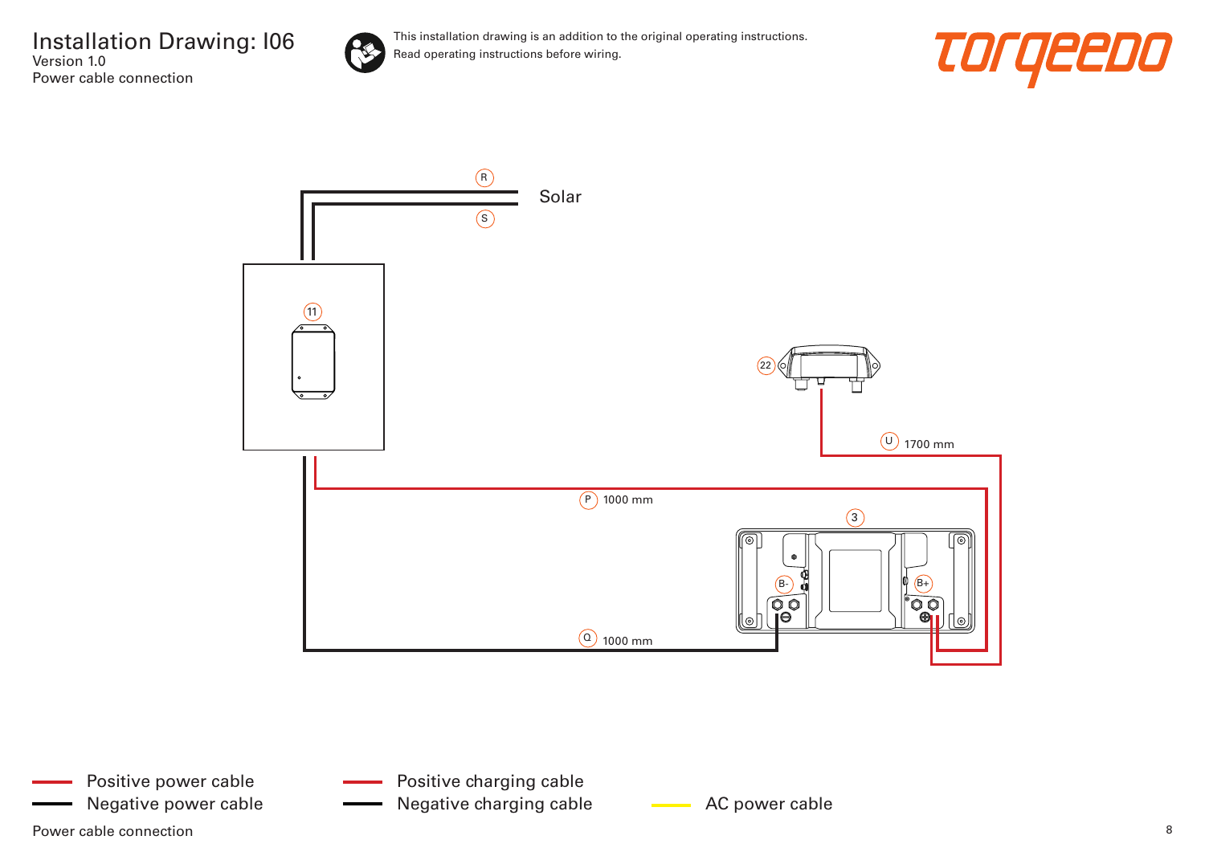# Installation Drawing: I06

Version 1.0

Power cable connection

This installation drawing is an addition to the original operating instructions.
Read operating instructions before wiring.

torqeedo

R

S

Solar

11

22

U 1700 mm

P 1000 mm

3

B-

B+

Q 1000 mm

Positive power cable

Negative power cable

Positive charging cable

Negative charging cable

AC power cable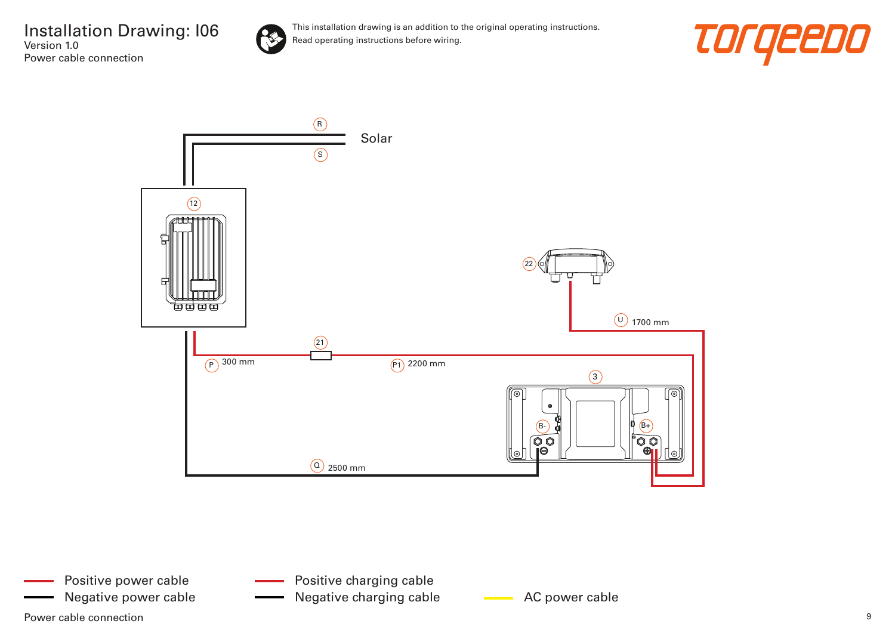# Installation Drawing: I06

Version 1.0

Power cable connection

This installation drawing is an addition to the original operating instructions.
Read operating instructions before wiring.

torqeedo

R

Solar

S

12

22

U 1700 mm

21

P 300 mm

P1 2200 mm

3

B-

B+

Q 2500 mm

Positive power cable

Negative power cable

Positive charging cable

Negative charging cable

AC power cable